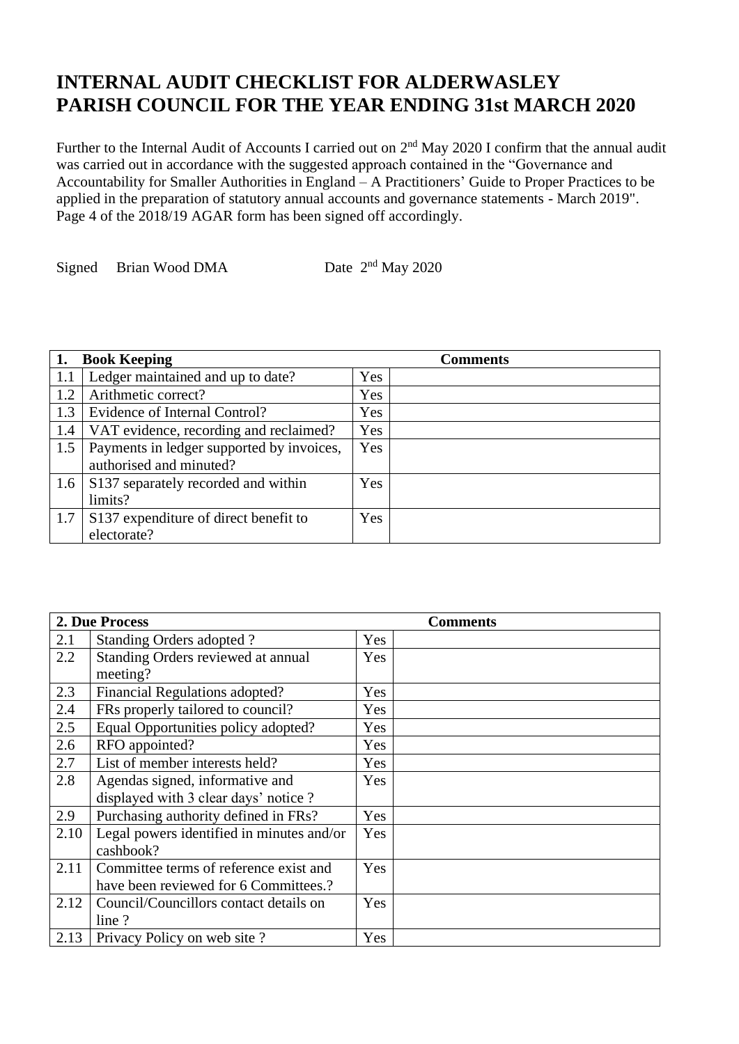# INTERNAL AUDIT CHECKLIST FOR ALDERWASLEY PARISH COUNCIL FOR THE YEAR ENDING 31st MARCH 2020

Further to the Internal Audit of Accounts I carried out on 2nd May 2020 I confirm that the annual audit was carried out in accordance with the suggested approach contained in the "Governance and Accountability for Smaller Authorities in England – A Practitioners' Guide to Proper Practices to be applied in the preparation of statutory annual accounts and governance statements - March 2019". Page 4 of the 2018/19 AGAR form has been signed off accordingly.

Signed Brian Wood DMA Date 2nd May 2020

| 1. | **Book Keeping** | | **Comments** |
|---|---|---|---|
| 1.1 | Ledger maintained and up to date? | Yes | |
| 1.2 | Arithmetic correct? | Yes | |
| 1.3 | Evidence of Internal Control? | Yes | |
| 1.4 | VAT evidence, recording and reclaimed? | Yes | |
| 1.5 | Payments in ledger supported by invoices, authorised and minuted? | Yes | |
| 1.6 | S137 separately recorded and within limits? | Yes | |
| 1.7 | S137 expenditure of direct benefit to electorate? | Yes | |

| **2. Due Process** | | | **Comments** |
|---|---|---|---|
| 2.1 | Standing Orders adopted ? | Yes | |
| 2.2 | Standing Orders reviewed at annual meeting? | Yes | |
| 2.3 | Financial Regulations adopted? | Yes | |
| 2.4 | FRs properly tailored to council? | Yes | |
| 2.5 | Equal Opportunities policy adopted? | Yes | |
| 2.6 | RFO appointed? | Yes | |
| 2.7 | List of member interests held? | Yes | |
| 2.8 | Agendas signed, informative and displayed with 3 clear days' notice ? | Yes | |
| 2.9 | Purchasing authority defined in FRs? | Yes | |
| 2.10 | Legal powers identified in minutes and/or cashbook? | Yes | |
| 2.11 | Committee terms of reference exist and have been reviewed for 6 Committees.? | Yes | |
| 2.12 | Council/Councillors contact details on line ? | Yes | |
| 2.13 | Privacy Policy on web site ? | Yes | |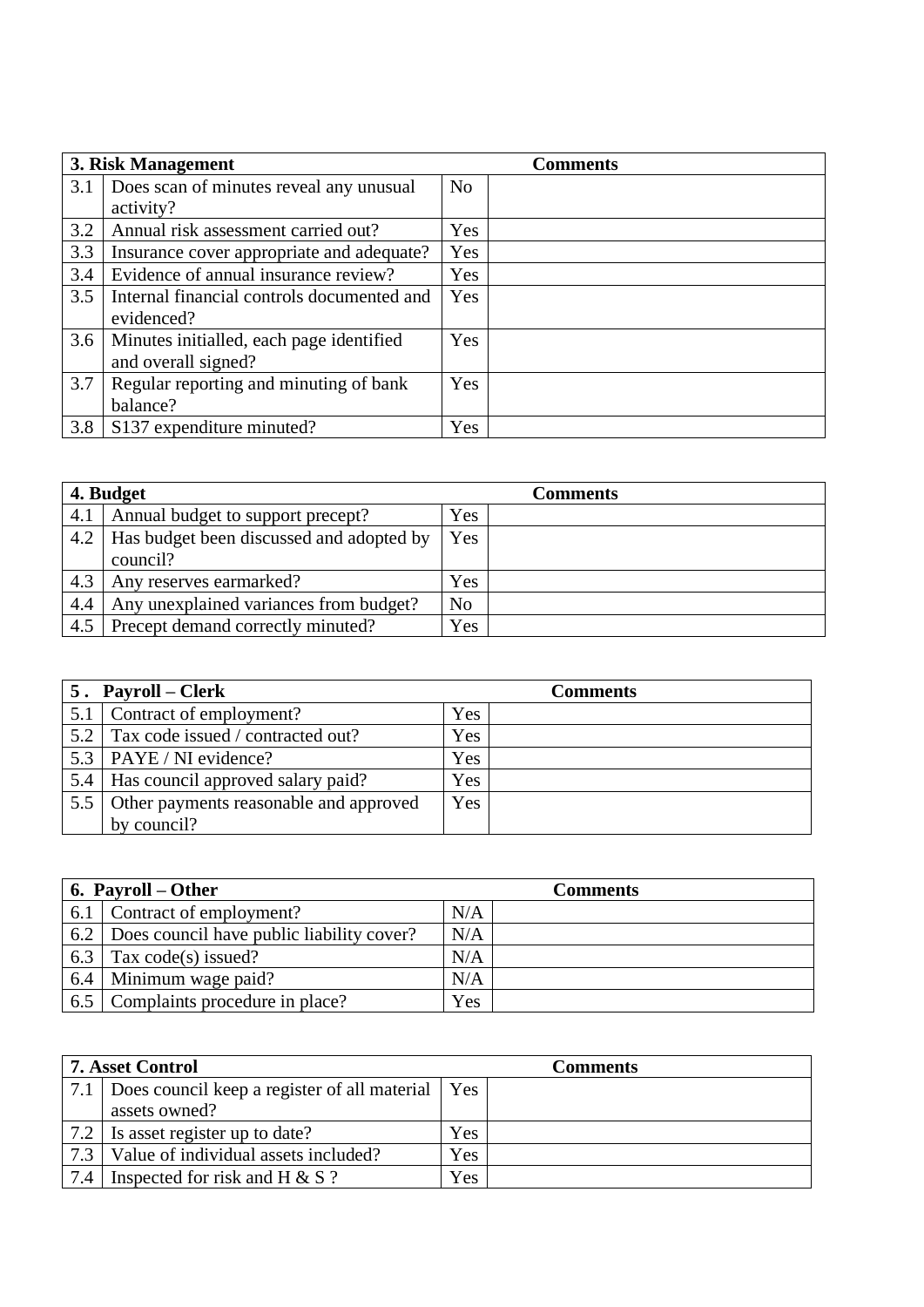| 3. Risk Management | | | Comments |
| --- | --- | --- | --- |
| 3.1 | Does scan of minutes reveal any unusual activity? | No | |
| 3.2 | Annual risk assessment carried out? | Yes | |
| 3.3 | Insurance cover appropriate and adequate? | Yes | |
| 3.4 | Evidence of annual insurance review? | Yes | |
| 3.5 | Internal financial controls documented and evidenced? | Yes | |
| 3.6 | Minutes initialled, each page identified and overall signed? | Yes | |
| 3.7 | Regular reporting and minuting of bank balance? | Yes | |
| 3.8 | S137 expenditure minuted? | Yes | |

| 4. Budget | | | Comments |
| --- | --- | --- | --- |
| 4.1 | Annual budget to support precept? | Yes | |
| 4.2 | Has budget been discussed and adopted by council? | Yes | |
| 4.3 | Any reserves earmarked? | Yes | |
| 4.4 | Any unexplained variances from budget? | No | |
| 4.5 | Precept demand correctly minuted? | Yes | |

| 5 . Payroll – Clerk | | | Comments |
| --- | --- | --- | --- |
| 5.1 | Contract of employment? | Yes | |
| 5.2 | Tax code issued / contracted out? | Yes | |
| 5.3 | PAYE / NI evidence? | Yes | |
| 5.4 | Has council approved salary paid? | Yes | |
| 5.5 | Other payments reasonable and approved by council? | Yes | |

| 6. Payroll – Other | | | Comments |
| --- | --- | --- | --- |
| 6.1 | Contract of employment? | N/A | |
| 6.2 | Does council have public liability cover? | N/A | |
| 6.3 | Tax code(s) issued? | N/A | |
| 6.4 | Minimum wage paid? | N/A | |
| 6.5 | Complaints procedure in place? | Yes | |

| 7. Asset Control | | | Comments |
| --- | --- | --- | --- |
| 7.1 | Does council keep a register of all material assets owned? | Yes | |
| 7.2 | Is asset register up to date? | Yes | |
| 7.3 | Value of individual assets included? | Yes | |
| 7.4 | Inspected for risk and H & S ? | Yes | |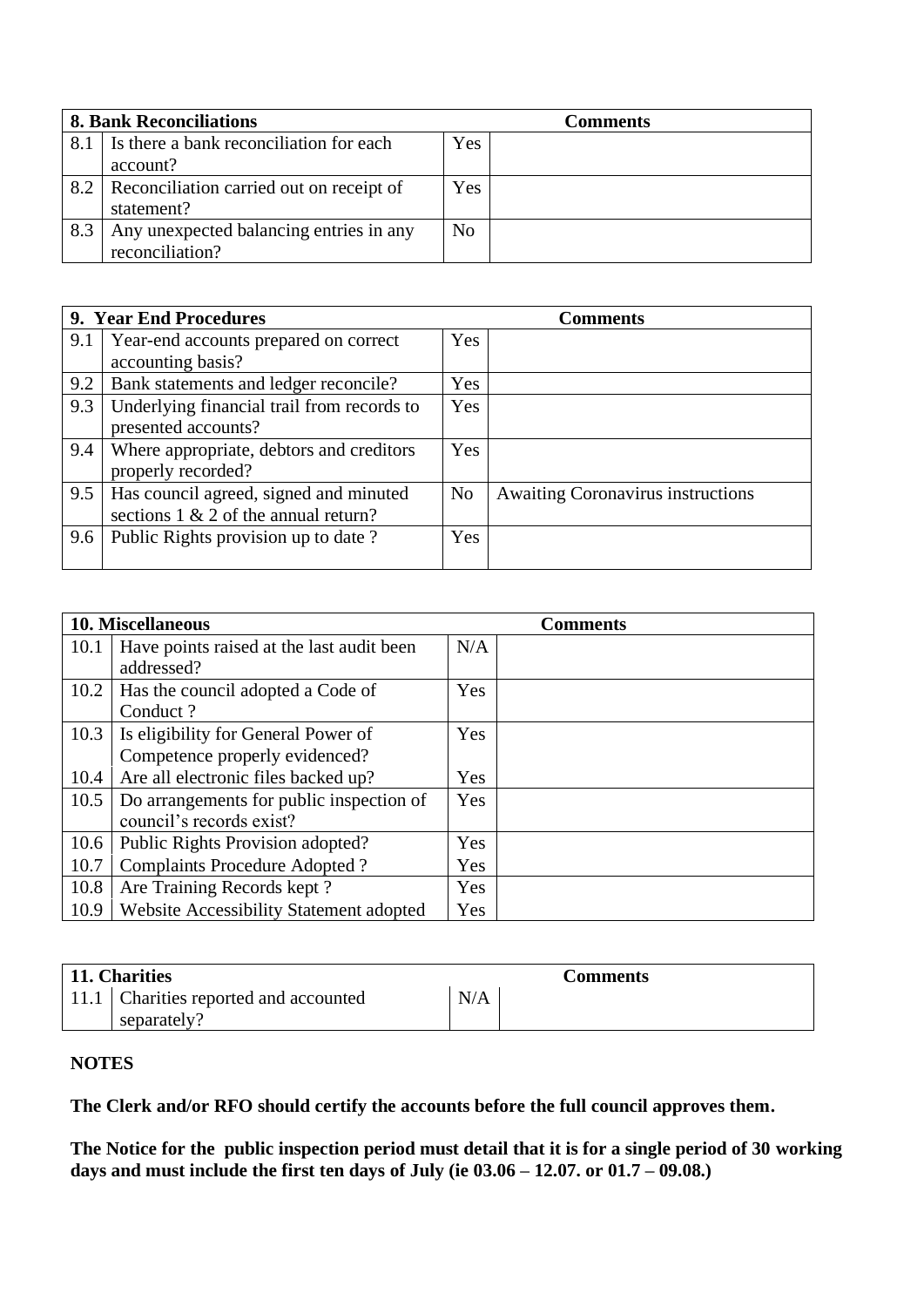| 8. Bank Reconciliations | | | Comments |
|---|---|---|---|
| 8.1 | Is there a bank reconciliation for each account? | Yes | |
| 8.2 | Reconciliation carried out on receipt of statement? | Yes | |
| 8.3 | Any unexpected balancing entries in any reconciliation? | No | |

| 9. Year End Procedures | | | Comments |
|---|---|---|---|
| 9.1 | Year-end accounts prepared on correct accounting basis? | Yes | |
| 9.2 | Bank statements and ledger reconcile? | Yes | |
| 9.3 | Underlying financial trail from records to presented accounts? | Yes | |
| 9.4 | Where appropriate, debtors and creditors properly recorded? | Yes | |
| 9.5 | Has council agreed, signed and minuted sections 1 & 2 of the annual return? | No | Awaiting Coronavirus instructions |
| 9.6 | Public Rights provision up to date ? | Yes | |

| 10. Miscellaneous | | | Comments |
|---|---|---|---|
| 10.1 | Have points raised at the last audit been addressed? | N/A | |
| 10.2 | Has the council adopted a Code of Conduct ? | Yes | |
| 10.3 | Is eligibility for General Power of Competence properly evidenced? | Yes | |
| 10.4 | Are all electronic files backed up? | Yes | |
| 10.5 | Do arrangements for public inspection of council's records exist? | Yes | |
| 10.6 | Public Rights Provision adopted? | Yes | |
| 10.7 | Complaints Procedure Adopted ? | Yes | |
| 10.8 | Are Training Records kept ? | Yes | |
| 10.9 | Website Accessibility Statement adopted | Yes | |

| 11. Charities | | | Comments |
|---|---|---|---|
| 11.1 | Charities reported and accounted separately? | N/A | |

**NOTES**

**The Clerk and/or RFO should certify the accounts before the full council approves them.**

**The Notice for the public inspection period must detail that it is for a single period of 30 working days and must include the first ten days of July (ie 03.06 – 12.07. or 01.7 – 09.08.)**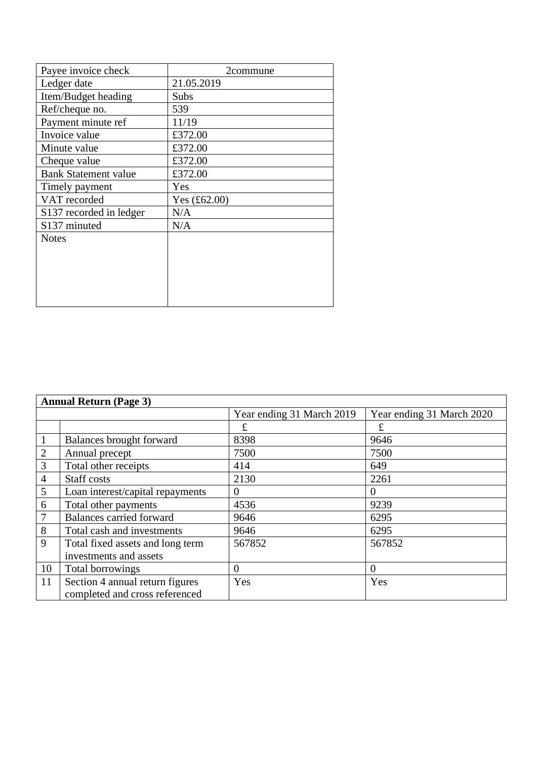| Payee invoice check | 2commune |
|---|---|
| Ledger date | 21.05.2019 |
| Item/Budget heading | Subs |
| Ref/cheque no. | 539 |
| Payment minute ref | 11/19 |
| Invoice value | £372.00 |
| Minute value | £372.00 |
| Cheque value | £372.00 |
| Bank Statement value | £372.00 |
| Timely payment | Yes |
| VAT recorded | Yes (£62.00) |
| S137 recorded in ledger | N/A |
| S137 minuted | N/A |
| Notes | |

| **Annual Return (Page 3)** | | | |
|---|---|---|---|
| | | Year ending 31 March 2019 | Year ending 31 March 2020 |
| | | £ | £ |
| 1 | Balances brought forward | 8398 | 9646 |
| 2 | Annual precept | 7500 | 7500 |
| 3 | Total other receipts | 414 | 649 |
| 4 | Staff costs | 2130 | 2261 |
| 5 | Loan interest/capital repayments | 0 | 0 |
| 6 | Total other payments | 4536 | 9239 |
| 7 | Balances carried forward | 9646 | 6295 |
| 8 | Total cash and investments | 9646 | 6295 |
| 9 | Total fixed assets and long term investments and assets | 567852 | 567852 |
| 10 | Total borrowings | 0 | 0 |
| 11 | Section 4 annual return figures completed and cross referenced | Yes | Yes |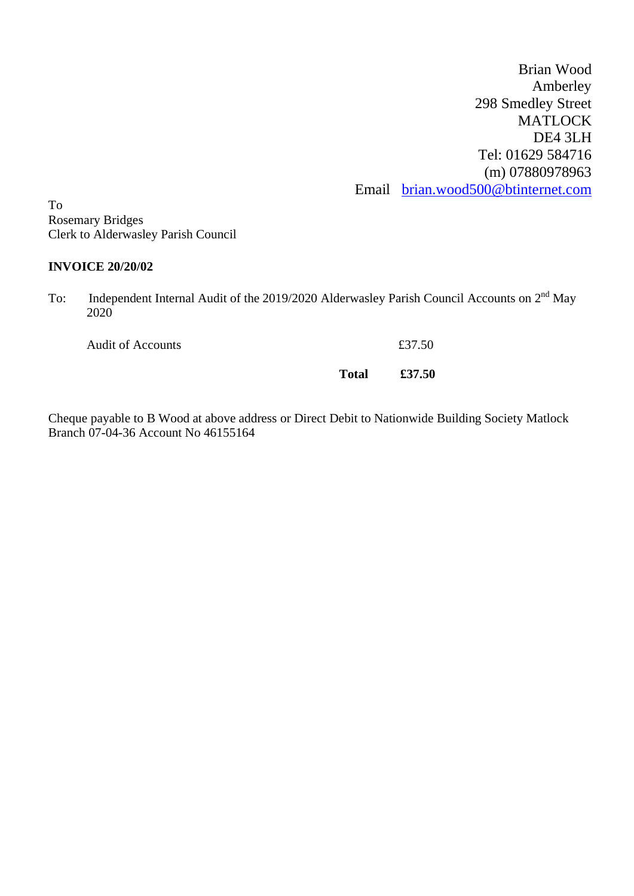Brian Wood
Amberley
298 Smedley Street
MATLOCK
DE4 3LH
Tel: 01629 584716
(m) 07880978963
Email brian.wood500@btinternet.com

To
Rosemary Bridges
Clerk to Alderwasley Parish Council

**INVOICE 20/20/02**

To: Independent Internal Audit of the 2019/2020 Alderwasley Parish Council Accounts on 2nd May 2020

| | | |
|---|---|---|
| Audit of Accounts | | £37.50 |
| | **Total** | **£37.50** |

Cheque payable to B Wood at above address or Direct Debit to Nationwide Building Society Matlock Branch 07-04-36 Account No 46155164